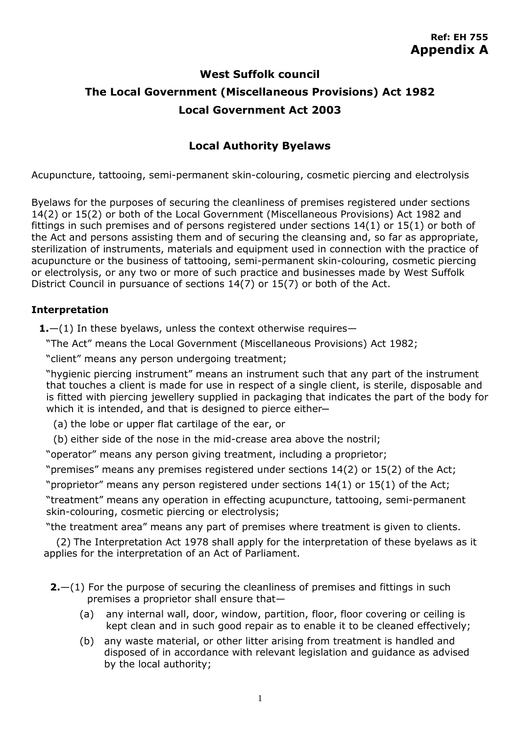**Ref: EH 755**
**Appendix A**

# West Suffolk council

## The Local Government (Miscellaneous Provisions) Act 1982

## Local Government Act 2003

## Local Authority Byelaws

Acupuncture, tattooing, semi-permanent skin-colouring, cosmetic piercing and electrolysis

Byelaws for the purposes of securing the cleanliness of premises registered under sections 14(2) or 15(2) or both of the Local Government (Miscellaneous Provisions) Act 1982 and fittings in such premises and of persons registered under sections 14(1) or 15(1) or both of the Act and persons assisting them and of securing the cleansing and, so far as appropriate, sterilization of instruments, materials and equipment used in connection with the practice of acupuncture or the business of tattooing, semi-permanent skin-colouring, cosmetic piercing or electrolysis, or any two or more of such practice and businesses made by West Suffolk District Council in pursuance of sections 14(7) or 15(7) or both of the Act.

### Interpretation

**1.**—(1) In these byelaws, unless the context otherwise requires—

"The Act" means the Local Government (Miscellaneous Provisions) Act 1982;

"client" means any person undergoing treatment;

"hygienic piercing instrument" means an instrument such that any part of the instrument that touches a client is made for use in respect of a single client, is sterile, disposable and is fitted with piercing jewellery supplied in packaging that indicates the part of the body for which it is intended, and that is designed to pierce either—

(a) the lobe or upper flat cartilage of the ear, or

(b) either side of the nose in the mid-crease area above the nostril;

"operator" means any person giving treatment, including a proprietor;

"premises" means any premises registered under sections 14(2) or 15(2) of the Act;

"proprietor" means any person registered under sections 14(1) or 15(1) of the Act;

"treatment" means any operation in effecting acupuncture, tattooing, semi-permanent skin-colouring, cosmetic piercing or electrolysis;

"the treatment area" means any part of premises where treatment is given to clients.

(2) The Interpretation Act 1978 shall apply for the interpretation of these byelaws as it applies for the interpretation of an Act of Parliament.

**2.**—(1) For the purpose of securing the cleanliness of premises and fittings in such premises a proprietor shall ensure that—

(a) any internal wall, door, window, partition, floor, floor covering or ceiling is kept clean and in such good repair as to enable it to be cleaned effectively;

(b) any waste material, or other litter arising from treatment is handled and disposed of in accordance with relevant legislation and guidance as advised by the local authority;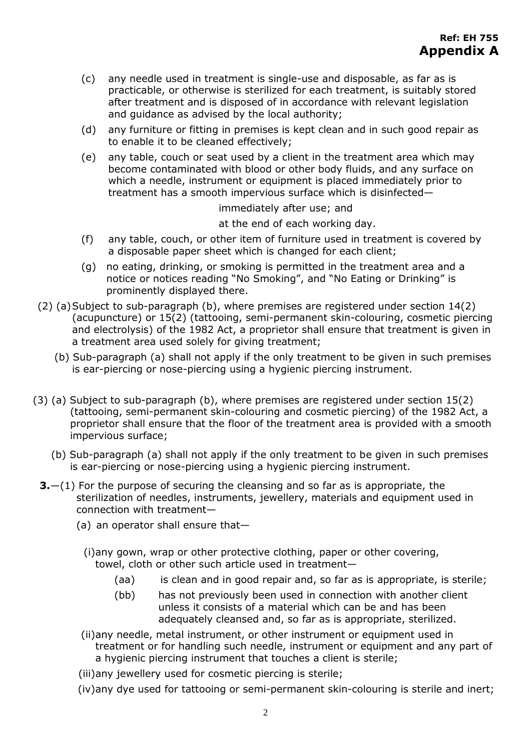**Ref: EH 755**
**Appendix A**

(c) any needle used in treatment is single-use and disposable, as far as is practicable, or otherwise is sterilized for each treatment, is suitably stored after treatment and is disposed of in accordance with relevant legislation and guidance as advised by the local authority;

(d) any furniture or fitting in premises is kept clean and in such good repair as to enable it to be cleaned effectively;

(e) any table, couch or seat used by a client in the treatment area which may become contaminated with blood or other body fluids, and any surface on which a needle, instrument or equipment is placed immediately prior to treatment has a smooth impervious surface which is disinfected—

immediately after use; and

at the end of each working day.

(f) any table, couch, or other item of furniture used in treatment is covered by a disposable paper sheet which is changed for each client;

(g) no eating, drinking, or smoking is permitted in the treatment area and a notice or notices reading "No Smoking", and "No Eating or Drinking" is prominently displayed there.

(2) (a) Subject to sub-paragraph (b), where premises are registered under section 14(2) (acupuncture) or 15(2) (tattooing, semi-permanent skin-colouring, cosmetic piercing and electrolysis) of the 1982 Act, a proprietor shall ensure that treatment is given in a treatment area used solely for giving treatment;

(b) Sub-paragraph (a) shall not apply if the only treatment to be given in such premises is ear-piercing or nose-piercing using a hygienic piercing instrument.

(3) (a) Subject to sub-paragraph (b), where premises are registered under section 15(2) (tattooing, semi-permanent skin-colouring and cosmetic piercing) of the 1982 Act, a proprietor shall ensure that the floor of the treatment area is provided with a smooth impervious surface;

(b) Sub-paragraph (a) shall not apply if the only treatment to be given in such premises is ear-piercing or nose-piercing using a hygienic piercing instrument.

**3.**—(1) For the purpose of securing the cleansing and so far as is appropriate, the sterilization of needles, instruments, jewellery, materials and equipment used in connection with treatment—

(a) an operator shall ensure that—

(i) any gown, wrap or other protective clothing, paper or other covering, towel, cloth or other such article used in treatment—

(aa) is clean and in good repair and, so far as is appropriate, is sterile;

(bb) has not previously been used in connection with another client unless it consists of a material which can be and has been adequately cleansed and, so far as is appropriate, sterilized.

(ii) any needle, metal instrument, or other instrument or equipment used in treatment or for handling such needle, instrument or equipment and any part of a hygienic piercing instrument that touches a client is sterile;

(iii) any jewellery used for cosmetic piercing is sterile;

(iv) any dye used for tattooing or semi-permanent skin-colouring is sterile and inert;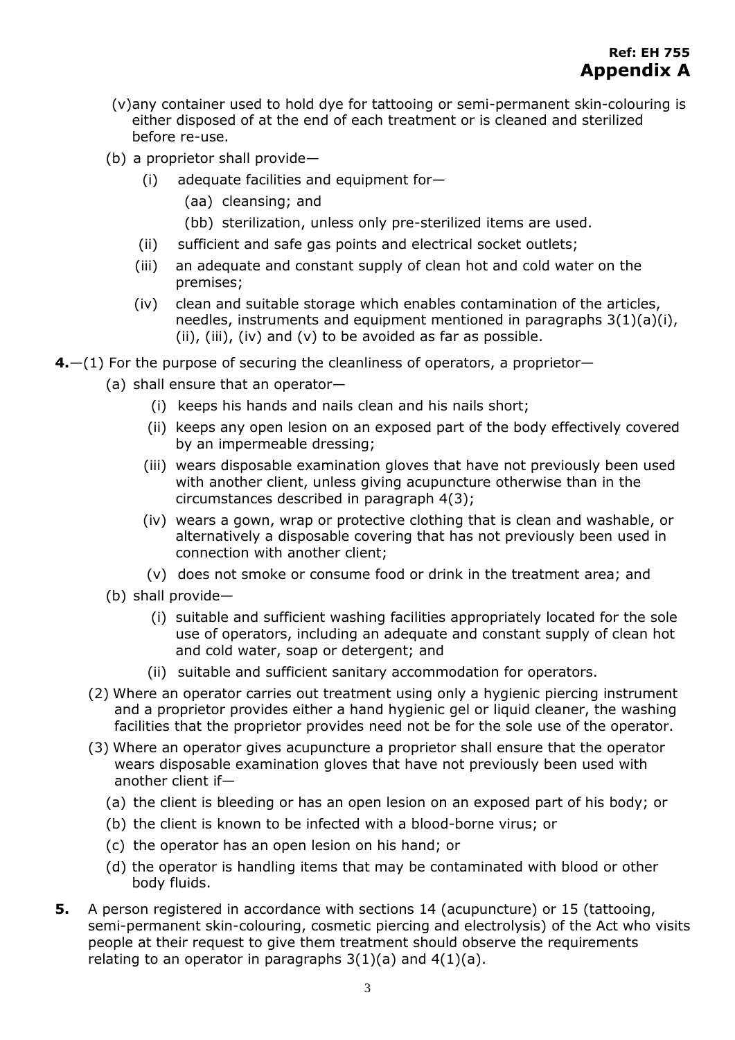(v) any container used to hold dye for tattooing or semi-permanent skin-colouring is either disposed of at the end of each treatment or is cleaned and sterilized before re-use.

(b) a proprietor shall provide—

  (i) adequate facilities and equipment for—

    (aa) cleansing; and

    (bb) sterilization, unless only pre-sterilized items are used.

  (ii) sufficient and safe gas points and electrical socket outlets;

  (iii) an adequate and constant supply of clean hot and cold water on the premises;

  (iv) clean and suitable storage which enables contamination of the articles, needles, instruments and equipment mentioned in paragraphs 3(1)(a)(i), (ii), (iii), (iv) and (v) to be avoided as far as possible.

**4.**—(1) For the purpose of securing the cleanliness of operators, a proprietor—

(a) shall ensure that an operator—

  (i) keeps his hands and nails clean and his nails short;

  (ii) keeps any open lesion on an exposed part of the body effectively covered by an impermeable dressing;

  (iii) wears disposable examination gloves that have not previously been used with another client, unless giving acupuncture otherwise than in the circumstances described in paragraph 4(3);

  (iv) wears a gown, wrap or protective clothing that is clean and washable, or alternatively a disposable covering that has not previously been used in connection with another client;

  (v) does not smoke or consume food or drink in the treatment area; and

(b) shall provide—

  (i) suitable and sufficient washing facilities appropriately located for the sole use of operators, including an adequate and constant supply of clean hot and cold water, soap or detergent; and

  (ii) suitable and sufficient sanitary accommodation for operators.

(2) Where an operator carries out treatment using only a hygienic piercing instrument and a proprietor provides either a hand hygienic gel or liquid cleaner, the washing facilities that the proprietor provides need not be for the sole use of the operator.

(3) Where an operator gives acupuncture a proprietor shall ensure that the operator wears disposable examination gloves that have not previously been used with another client if—

(a) the client is bleeding or has an open lesion on an exposed part of his body; or

(b) the client is known to be infected with a blood-borne virus; or

(c) the operator has an open lesion on his hand; or

(d) the operator is handling items that may be contaminated with blood or other body fluids.

**5.** A person registered in accordance with sections 14 (acupuncture) or 15 (tattooing, semi-permanent skin-colouring, cosmetic piercing and electrolysis) of the Act who visits people at their request to give them treatment should observe the requirements relating to an operator in paragraphs 3(1)(a) and 4(1)(a).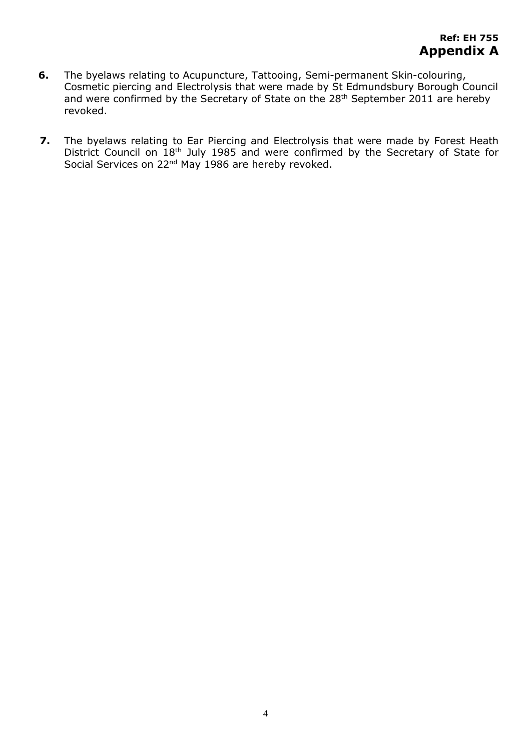**Ref: EH 755**
**Appendix A**

**6.** The byelaws relating to Acupuncture, Tattooing, Semi-permanent Skin-colouring, Cosmetic piercing and Electrolysis that were made by St Edmundsbury Borough Council and were confirmed by the Secretary of State on the 28th September 2011 are hereby revoked.

**7.** The byelaws relating to Ear Piercing and Electrolysis that were made by Forest Heath District Council on 18th July 1985 and were confirmed by the Secretary of State for Social Services on 22nd May 1986 are hereby revoked.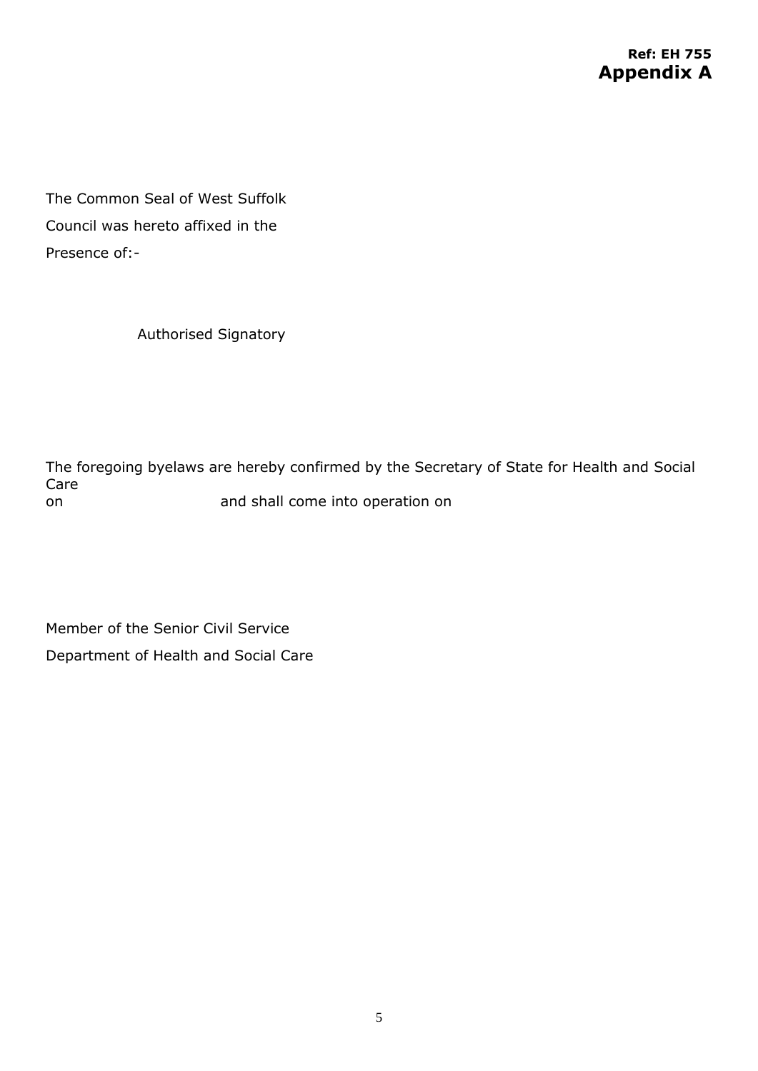**Ref: EH 755**

**Appendix A**

The Common Seal of West Suffolk

Council was hereto affixed in the

Presence of:-

Authorised Signatory

The foregoing byelaws are hereby confirmed by the Secretary of State for Health and Social Care
on and shall come into operation on

Member of the Senior Civil Service

Department of Health and Social Care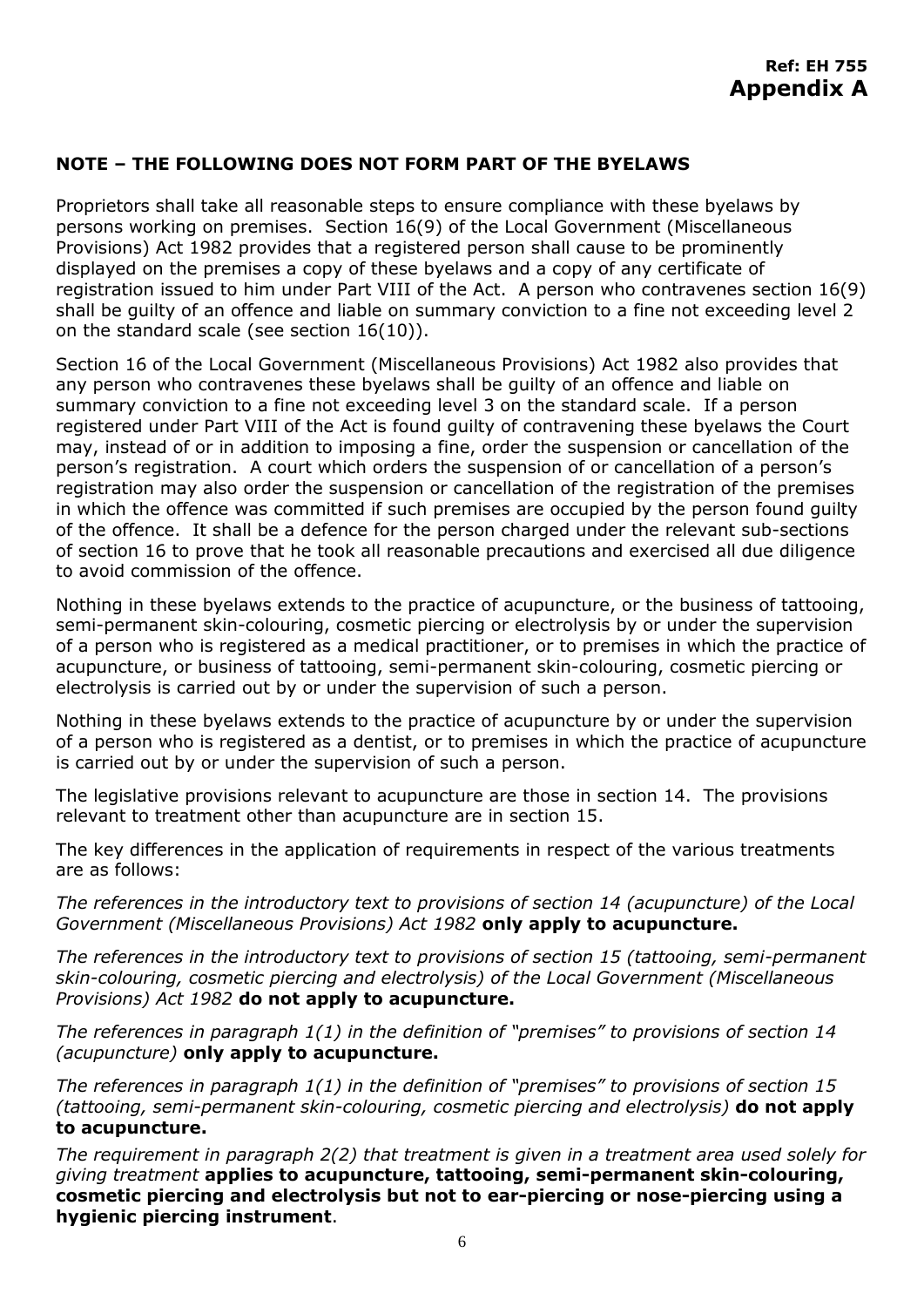**Ref: EH 755**

**Appendix A**

**NOTE – THE FOLLOWING DOES NOT FORM PART OF THE BYELAWS**

Proprietors shall take all reasonable steps to ensure compliance with these byelaws by persons working on premises. Section 16(9) of the Local Government (Miscellaneous Provisions) Act 1982 provides that a registered person shall cause to be prominently displayed on the premises a copy of these byelaws and a copy of any certificate of registration issued to him under Part VIII of the Act. A person who contravenes section 16(9) shall be guilty of an offence and liable on summary conviction to a fine not exceeding level 2 on the standard scale (see section 16(10)).

Section 16 of the Local Government (Miscellaneous Provisions) Act 1982 also provides that any person who contravenes these byelaws shall be guilty of an offence and liable on summary conviction to a fine not exceeding level 3 on the standard scale. If a person registered under Part VIII of the Act is found guilty of contravening these byelaws the Court may, instead of or in addition to imposing a fine, order the suspension or cancellation of the person's registration. A court which orders the suspension of or cancellation of a person's registration may also order the suspension or cancellation of the registration of the premises in which the offence was committed if such premises are occupied by the person found guilty of the offence. It shall be a defence for the person charged under the relevant sub-sections of section 16 to prove that he took all reasonable precautions and exercised all due diligence to avoid commission of the offence.

Nothing in these byelaws extends to the practice of acupuncture, or the business of tattooing, semi-permanent skin-colouring, cosmetic piercing or electrolysis by or under the supervision of a person who is registered as a medical practitioner, or to premises in which the practice of acupuncture, or business of tattooing, semi-permanent skin-colouring, cosmetic piercing or electrolysis is carried out by or under the supervision of such a person.

Nothing in these byelaws extends to the practice of acupuncture by or under the supervision of a person who is registered as a dentist, or to premises in which the practice of acupuncture is carried out by or under the supervision of such a person.

The legislative provisions relevant to acupuncture are those in section 14. The provisions relevant to treatment other than acupuncture are in section 15.

The key differences in the application of requirements in respect of the various treatments are as follows:

*The references in the introductory text to provisions of section 14 (acupuncture) of the Local Government (Miscellaneous Provisions) Act 1982* **only apply to acupuncture.**

*The references in the introductory text to provisions of section 15 (tattooing, semi-permanent skin-colouring, cosmetic piercing and electrolysis) of the Local Government (Miscellaneous Provisions) Act 1982* **do not apply to acupuncture.**

*The references in paragraph 1(1) in the definition of "premises" to provisions of section 14 (acupuncture)* **only apply to acupuncture.**

*The references in paragraph 1(1) in the definition of "premises" to provisions of section 15 (tattooing, semi-permanent skin-colouring, cosmetic piercing and electrolysis)* **do not apply to acupuncture.**

*The requirement in paragraph 2(2) that treatment is given in a treatment area used solely for giving treatment* **applies to acupuncture, tattooing, semi-permanent skin-colouring, cosmetic piercing and electrolysis but not to ear-piercing or nose-piercing using a hygienic piercing instrument**.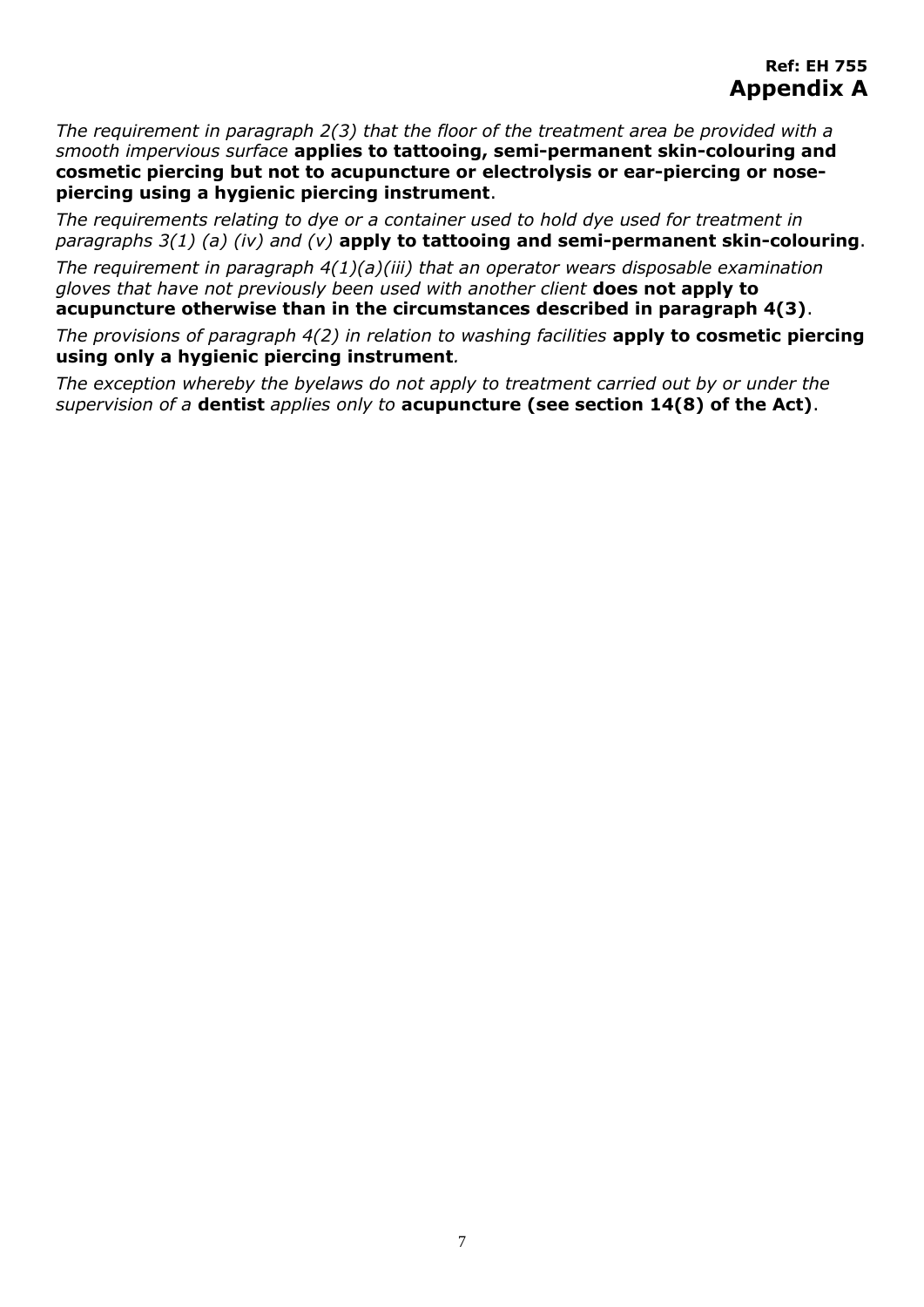**Ref: EH 755**

## Appendix A

*The requirement in paragraph 2(3) that the floor of the treatment area be provided with a smooth impervious surface* **applies to tattooing, semi-permanent skin-colouring and cosmetic piercing but not to acupuncture or electrolysis or ear-piercing or nose-piercing using a hygienic piercing instrument**.

*The requirements relating to dye or a container used to hold dye used for treatment in paragraphs 3(1) (a) (iv) and (v)* **apply to tattooing and semi-permanent skin-colouring**.

*The requirement in paragraph 4(1)(a)(iii) that an operator wears disposable examination gloves that have not previously been used with another client* **does not apply to acupuncture otherwise than in the circumstances described in paragraph 4(3)**.

*The provisions of paragraph 4(2) in relation to washing facilities* **apply to cosmetic piercing using only a hygienic piercing instrument**.

*The exception whereby the byelaws do not apply to treatment carried out by or under the supervision of a* **dentist** *applies only to* **acupuncture (see section 14(8) of the Act)**.